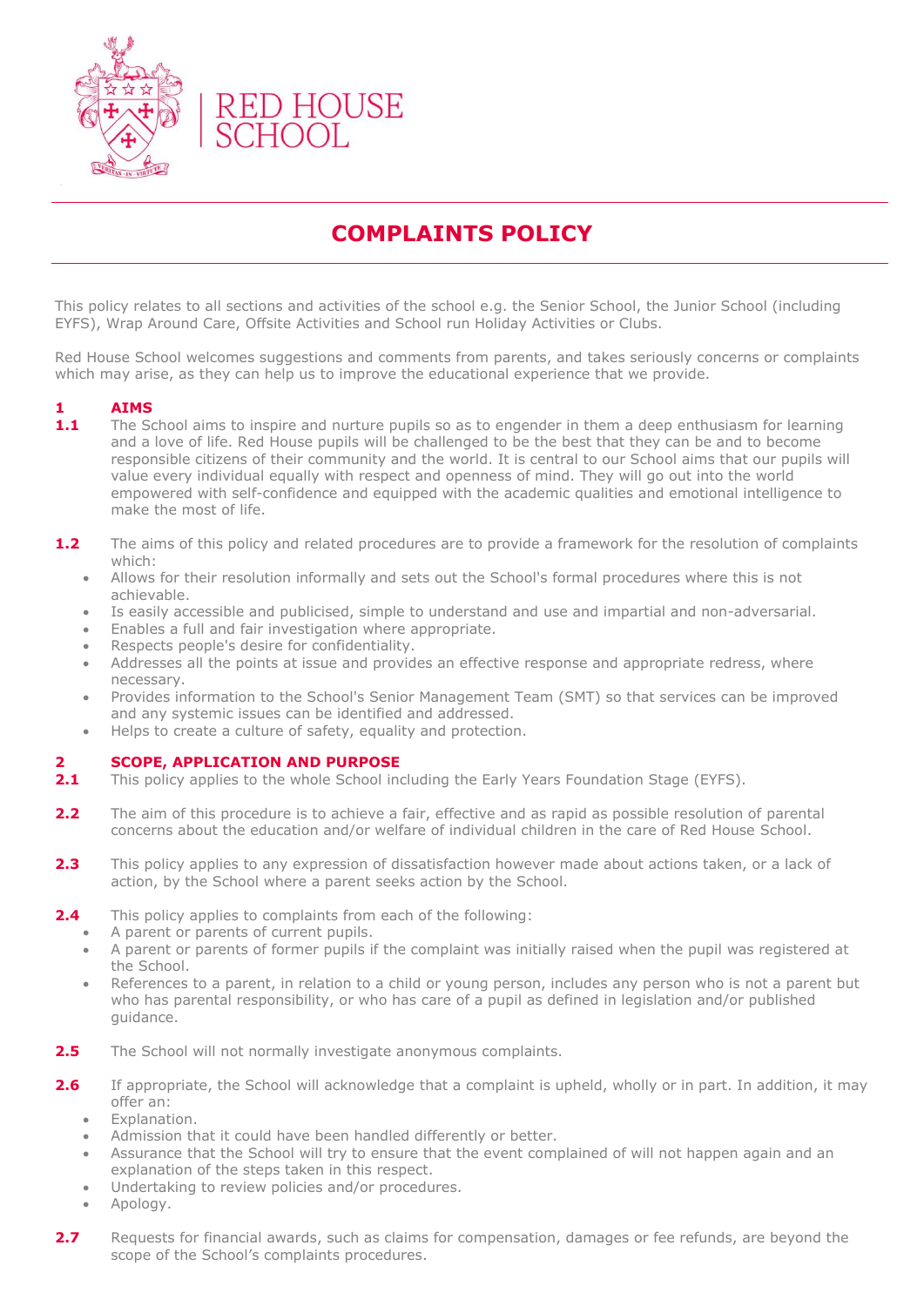RED HOUSE SCHOOL

# COMPLAINTS POLICY

This policy relates to all sections and activities of the school e.g. the Senior School, the Junior School (including EYFS), Wrap Around Care, Offsite Activities and School run Holiday Activities or Clubs.

Red House School welcomes suggestions and comments from parents, and takes seriously concerns or complaints which may arise, as they can help us to improve the educational experience that we provide.

## 1 AIMS

**1.1** The School aims to inspire and nurture pupils so as to engender in them a deep enthusiasm for learning and a love of life. Red House pupils will be challenged to be the best that they can be and to become responsible citizens of their community and the world. It is central to our School aims that our pupils will value every individual equally with respect and openness of mind. They will go out into the world empowered with self-confidence and equipped with the academic qualities and emotional intelligence to make the most of life.

**1.2** The aims of this policy and related procedures are to provide a framework for the resolution of complaints which:

- Allows for their resolution informally and sets out the School's formal procedures where this is not achievable.
- Is easily accessible and publicised, simple to understand and use and impartial and non-adversarial.
- Enables a full and fair investigation where appropriate.
- Respects people's desire for confidentiality.
- Addresses all the points at issue and provides an effective response and appropriate redress, where necessary.
- Provides information to the School's Senior Management Team (SMT) so that services can be improved and any systemic issues can be identified and addressed.
- Helps to create a culture of safety, equality and protection.

## 2 SCOPE, APPLICATION AND PURPOSE

**2.1** This policy applies to the whole School including the Early Years Foundation Stage (EYFS).

**2.2** The aim of this procedure is to achieve a fair, effective and as rapid as possible resolution of parental concerns about the education and/or welfare of individual children in the care of Red House School.

**2.3** This policy applies to any expression of dissatisfaction however made about actions taken, or a lack of action, by the School where a parent seeks action by the School.

**2.4** This policy applies to complaints from each of the following:

- A parent or parents of current pupils.
- A parent or parents of former pupils if the complaint was initially raised when the pupil was registered at the School.
- References to a parent, in relation to a child or young person, includes any person who is not a parent but who has parental responsibility, or who has care of a pupil as defined in legislation and/or published guidance.

**2.5** The School will not normally investigate anonymous complaints.

**2.6** If appropriate, the School will acknowledge that a complaint is upheld, wholly or in part. In addition, it may offer an:

- Explanation.
- Admission that it could have been handled differently or better.
- Assurance that the School will try to ensure that the event complained of will not happen again and an explanation of the steps taken in this respect.
- Undertaking to review policies and/or procedures.
- Apology.

**2.7** Requests for financial awards, such as claims for compensation, damages or fee refunds, are beyond the scope of the School's complaints procedures.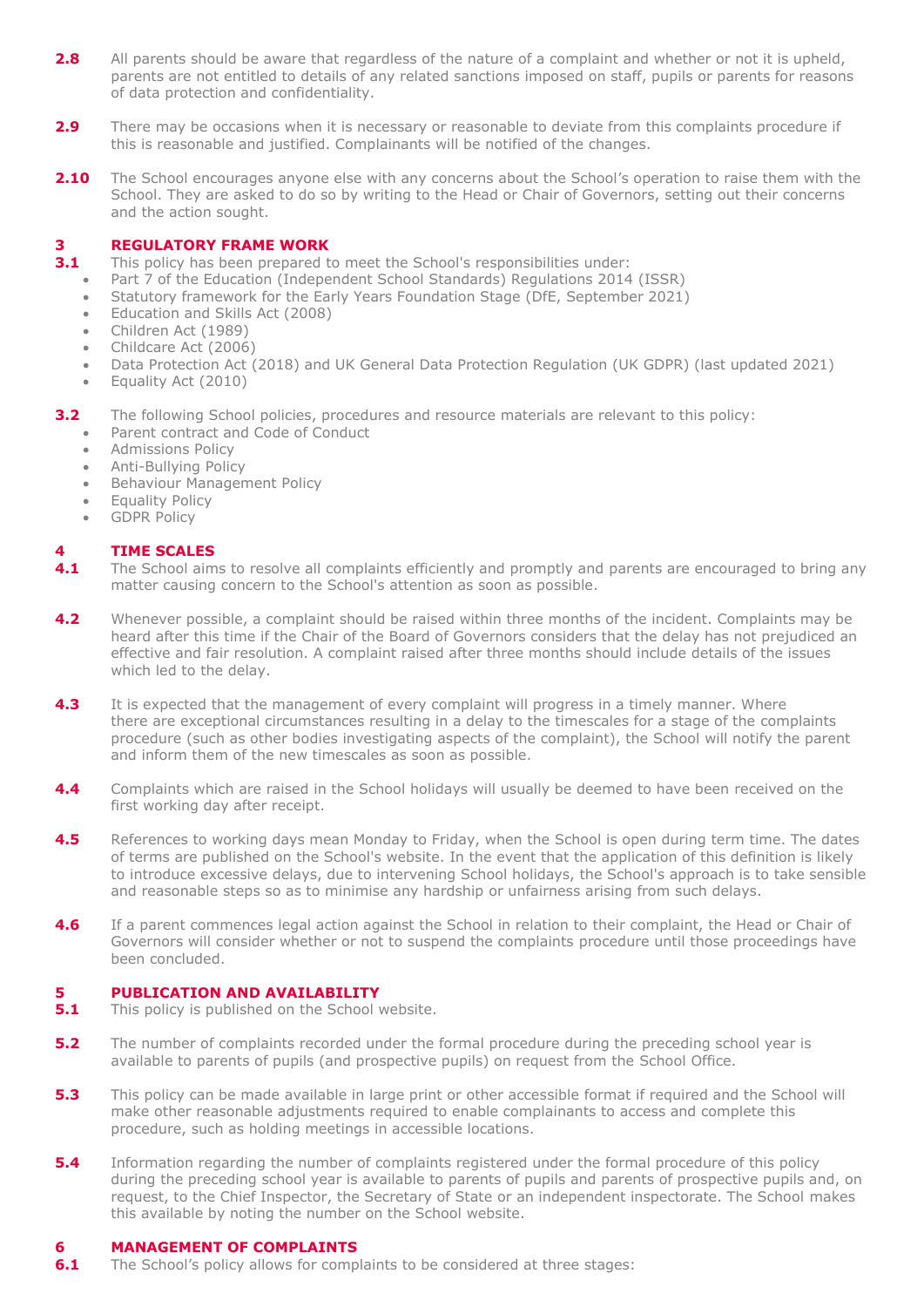**2.8** All parents should be aware that regardless of the nature of a complaint and whether or not it is upheld, parents are not entitled to details of any related sanctions imposed on staff, pupils or parents for reasons of data protection and confidentiality.

**2.9** There may be occasions when it is necessary or reasonable to deviate from this complaints procedure if this is reasonable and justified. Complainants will be notified of the changes.

**2.10** The School encourages anyone else with any concerns about the School's operation to raise them with the School. They are asked to do so by writing to the Head or Chair of Governors, setting out their concerns and the action sought.

## 3 REGULATORY FRAME WORK

**3.1** This policy has been prepared to meet the School's responsibilities under:

- Part 7 of the Education (Independent School Standards) Regulations 2014 (ISSR)
- Statutory framework for the Early Years Foundation Stage (DfE, September 2021)
- Education and Skills Act (2008)
- Children Act (1989)
- Childcare Act (2006)
- Data Protection Act (2018) and UK General Data Protection Regulation (UK GDPR) (last updated 2021)
- Equality Act (2010)

**3.2** The following School policies, procedures and resource materials are relevant to this policy:

- Parent contract and Code of Conduct
- Admissions Policy
- Anti-Bullying Policy
- Behaviour Management Policy
- Equality Policy
- GDPR Policy

## 4 TIME SCALES

**4.1** The School aims to resolve all complaints efficiently and promptly and parents are encouraged to bring any matter causing concern to the School's attention as soon as possible.

**4.2** Whenever possible, a complaint should be raised within three months of the incident. Complaints may be heard after this time if the Chair of the Board of Governors considers that the delay has not prejudiced an effective and fair resolution. A complaint raised after three months should include details of the issues which led to the delay.

**4.3** It is expected that the management of every complaint will progress in a timely manner. Where there are exceptional circumstances resulting in a delay to the timescales for a stage of the complaints procedure (such as other bodies investigating aspects of the complaint), the School will notify the parent and inform them of the new timescales as soon as possible.

**4.4** Complaints which are raised in the School holidays will usually be deemed to have been received on the first working day after receipt.

**4.5** References to working days mean Monday to Friday, when the School is open during term time. The dates of terms are published on the School's website. In the event that the application of this definition is likely to introduce excessive delays, due to intervening School holidays, the School's approach is to take sensible and reasonable steps so as to minimise any hardship or unfairness arising from such delays.

**4.6** If a parent commences legal action against the School in relation to their complaint, the Head or Chair of Governors will consider whether or not to suspend the complaints procedure until those proceedings have been concluded.

## 5 PUBLICATION AND AVAILABILITY

**5.1** This policy is published on the School website.

**5.2** The number of complaints recorded under the formal procedure during the preceding school year is available to parents of pupils (and prospective pupils) on request from the School Office.

**5.3** This policy can be made available in large print or other accessible format if required and the School will make other reasonable adjustments required to enable complainants to access and complete this procedure, such as holding meetings in accessible locations.

**5.4** Information regarding the number of complaints registered under the formal procedure of this policy during the preceding school year is available to parents of pupils and parents of prospective pupils and, on request, to the Chief Inspector, the Secretary of State or an independent inspectorate. The School makes this available by noting the number on the School website.

## 6 MANAGEMENT OF COMPLAINTS

**6.1** The School's policy allows for complaints to be considered at three stages: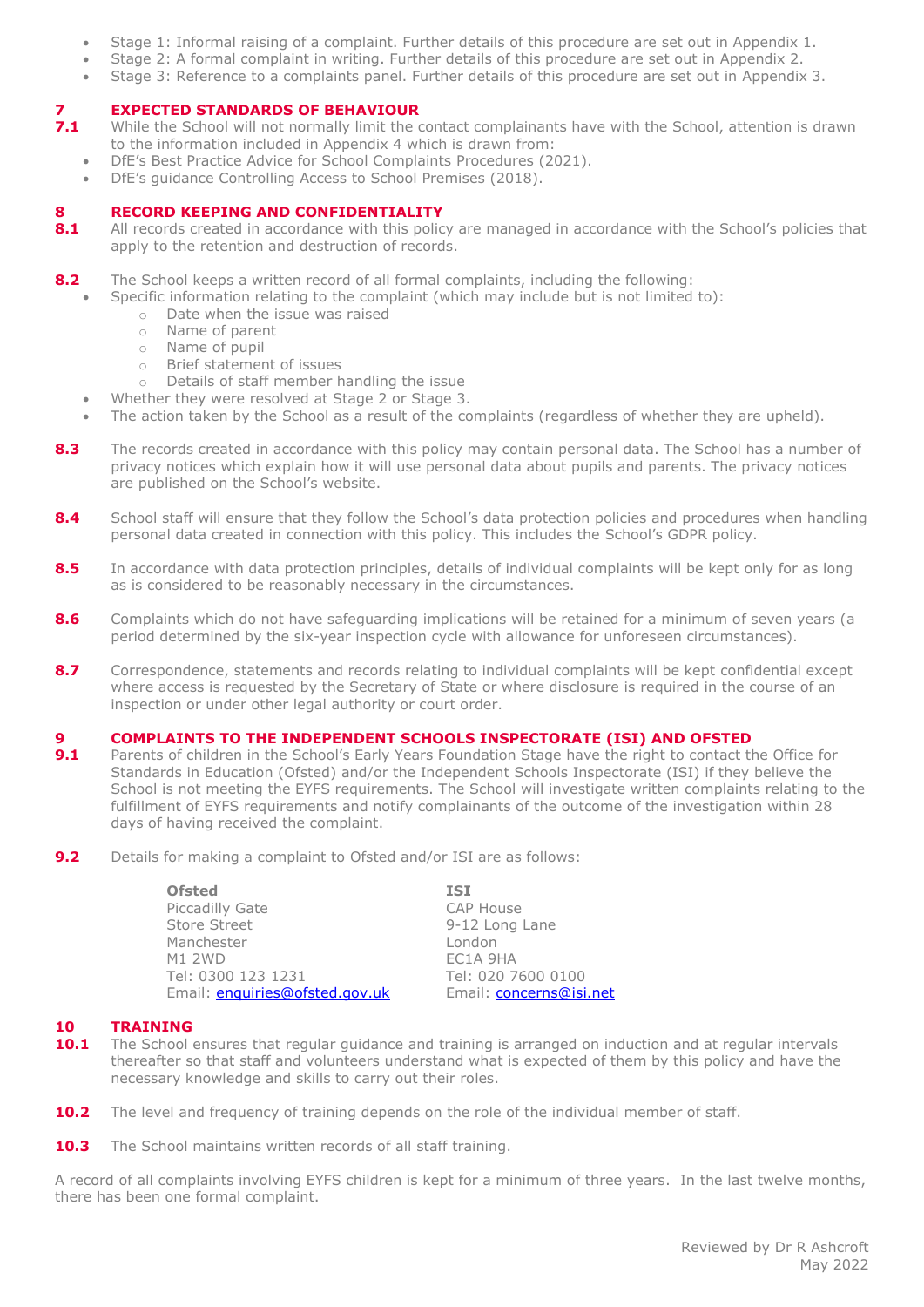- Stage 1: Informal raising of a complaint. Further details of this procedure are set out in Appendix 1.
- Stage 2: A formal complaint in writing. Further details of this procedure are set out in Appendix 2.
- Stage 3: Reference to a complaints panel. Further details of this procedure are set out in Appendix 3.

## 7 EXPECTED STANDARDS OF BEHAVIOUR

**7.1** While the School will not normally limit the contact complainants have with the School, attention is drawn to the information included in Appendix 4 which is drawn from:

- DfE's Best Practice Advice for School Complaints Procedures (2021).
- DfE's guidance Controlling Access to School Premises (2018).

## 8 RECORD KEEPING AND CONFIDENTIALITY

**8.1** All records created in accordance with this policy are managed in accordance with the School's policies that apply to the retention and destruction of records.

**8.2** The School keeps a written record of all formal complaints, including the following:

- Specific information relating to the complaint (which may include but is not limited to):
    - Date when the issue was raised
    - Name of parent
    - Name of pupil
    - Brief statement of issues
    - Details of staff member handling the issue
- Whether they were resolved at Stage 2 or Stage 3.
- The action taken by the School as a result of the complaints (regardless of whether they are upheld).

**8.3** The records created in accordance with this policy may contain personal data. The School has a number of privacy notices which explain how it will use personal data about pupils and parents. The privacy notices are published on the School's website.

**8.4** School staff will ensure that they follow the School's data protection policies and procedures when handling personal data created in connection with this policy. This includes the School's GDPR policy.

**8.5** In accordance with data protection principles, details of individual complaints will be kept only for as long as is considered to be reasonably necessary in the circumstances.

**8.6** Complaints which do not have safeguarding implications will be retained for a minimum of seven years (a period determined by the six-year inspection cycle with allowance for unforeseen circumstances).

**8.7** Correspondence, statements and records relating to individual complaints will be kept confidential except where access is requested by the Secretary of State or where disclosure is required in the course of an inspection or under other legal authority or court order.

## 9 COMPLAINTS TO THE INDEPENDENT SCHOOLS INSPECTORATE (ISI) AND OFSTED

**9.1** Parents of children in the School's Early Years Foundation Stage have the right to contact the Office for Standards in Education (Ofsted) and/or the Independent Schools Inspectorate (ISI) if they believe the School is not meeting the EYFS requirements. The School will investigate written complaints relating to the fulfillment of EYFS requirements and notify complainants of the outcome of the investigation within 28 days of having received the complaint.

**9.2** Details for making a complaint to Ofsted and/or ISI are as follows:

**Ofsted**
Piccadilly Gate
Store Street
Manchester
M1 2WD
Tel: 0300 123 1231
Email: enquiries@ofsted.gov.uk

**ISI**
CAP House
9-12 Long Lane
London
EC1A 9HA
Tel: 020 7600 0100
Email: concerns@isi.net

## 10 TRAINING

**10.1** The School ensures that regular guidance and training is arranged on induction and at regular intervals thereafter so that staff and volunteers understand what is expected of them by this policy and have the necessary knowledge and skills to carry out their roles.

**10.2** The level and frequency of training depends on the role of the individual member of staff.

**10.3** The School maintains written records of all staff training.

A record of all complaints involving EYFS children is kept for a minimum of three years. In the last twelve months, there has been one formal complaint.

Reviewed by Dr R Ashcroft
May 2022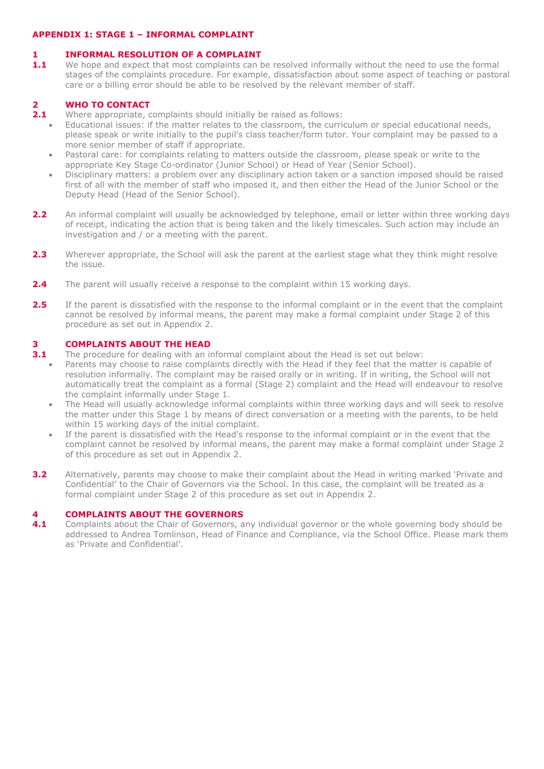## APPENDIX 1: STAGE 1 – INFORMAL COMPLAINT

### 1 INFORMAL RESOLUTION OF A COMPLAINT

**1.1** We hope and expect that most complaints can be resolved informally without the need to use the formal stages of the complaints procedure. For example, dissatisfaction about some aspect of teaching or pastoral care or a billing error should be able to be resolved by the relevant member of staff.

### 2 WHO TO CONTACT

**2.1** Where appropriate, complaints should initially be raised as follows:

- Educational issues: if the matter relates to the classroom, the curriculum or special educational needs, please speak or write initially to the pupil's class teacher/form tutor. Your complaint may be passed to a more senior member of staff if appropriate.
- Pastoral care: for complaints relating to matters outside the classroom, please speak or write to the appropriate Key Stage Co-ordinator (Junior School) or Head of Year (Senior School).
- Disciplinary matters: a problem over any disciplinary action taken or a sanction imposed should be raised first of all with the member of staff who imposed it, and then either the Head of the Junior School or the Deputy Head (Head of the Senior School).

**2.2** An informal complaint will usually be acknowledged by telephone, email or letter within three working days of receipt, indicating the action that is being taken and the likely timescales. Such action may include an investigation and / or a meeting with the parent.

**2.3** Wherever appropriate, the School will ask the parent at the earliest stage what they think might resolve the issue.

**2.4** The parent will usually receive a response to the complaint within 15 working days.

**2.5** If the parent is dissatisfied with the response to the informal complaint or in the event that the complaint cannot be resolved by informal means, the parent may make a formal complaint under Stage 2 of this procedure as set out in Appendix 2.

### 3 COMPLAINTS ABOUT THE HEAD

**3.1** The procedure for dealing with an informal complaint about the Head is set out below:

- Parents may choose to raise complaints directly with the Head if they feel that the matter is capable of resolution informally. The complaint may be raised orally or in writing. If in writing, the School will not automatically treat the complaint as a formal (Stage 2) complaint and the Head will endeavour to resolve the complaint informally under Stage 1.
- The Head will usually acknowledge informal complaints within three working days and will seek to resolve the matter under this Stage 1 by means of direct conversation or a meeting with the parents, to be held within 15 working days of the initial complaint.
- If the parent is dissatisfied with the Head's response to the informal complaint or in the event that the complaint cannot be resolved by informal means, the parent may make a formal complaint under Stage 2 of this procedure as set out in Appendix 2.

**3.2** Alternatively, parents may choose to make their complaint about the Head in writing marked 'Private and Confidential' to the Chair of Governors via the School. In this case, the complaint will be treated as a formal complaint under Stage 2 of this procedure as set out in Appendix 2.

### 4 COMPLAINTS ABOUT THE GOVERNORS

**4.1** Complaints about the Chair of Governors, any individual governor or the whole governing body should be addressed to Andrea Tomlinson, Head of Finance and Compliance, via the School Office. Please mark them as 'Private and Confidential'.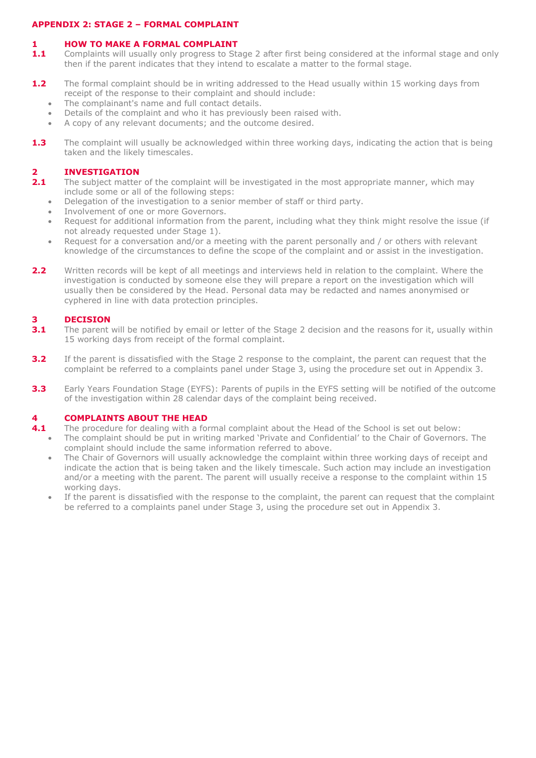## APPENDIX 2: STAGE 2 – FORMAL COMPLAINT

### 1 HOW TO MAKE A FORMAL COMPLAINT

**1.1** Complaints will usually only progress to Stage 2 after first being considered at the informal stage and only then if the parent indicates that they intend to escalate a matter to the formal stage.

**1.2** The formal complaint should be in writing addressed to the Head usually within 15 working days from receipt of the response to their complaint and should include:

- The complainant's name and full contact details.
- Details of the complaint and who it has previously been raised with.
- A copy of any relevant documents; and the outcome desired.

**1.3** The complaint will usually be acknowledged within three working days, indicating the action that is being taken and the likely timescales.

### 2 INVESTIGATION

**2.1** The subject matter of the complaint will be investigated in the most appropriate manner, which may include some or all of the following steps:

- Delegation of the investigation to a senior member of staff or third party.
- Involvement of one or more Governors.
- Request for additional information from the parent, including what they think might resolve the issue (if not already requested under Stage 1).
- Request for a conversation and/or a meeting with the parent personally and / or others with relevant knowledge of the circumstances to define the scope of the complaint and or assist in the investigation.

**2.2** Written records will be kept of all meetings and interviews held in relation to the complaint. Where the investigation is conducted by someone else they will prepare a report on the investigation which will usually then be considered by the Head. Personal data may be redacted and names anonymised or cyphered in line with data protection principles.

### 3 DECISION

**3.1** The parent will be notified by email or letter of the Stage 2 decision and the reasons for it, usually within 15 working days from receipt of the formal complaint.

**3.2** If the parent is dissatisfied with the Stage 2 response to the complaint, the parent can request that the complaint be referred to a complaints panel under Stage 3, using the procedure set out in Appendix 3.

**3.3** Early Years Foundation Stage (EYFS): Parents of pupils in the EYFS setting will be notified of the outcome of the investigation within 28 calendar days of the complaint being received.

### 4 COMPLAINTS ABOUT THE HEAD

**4.1** The procedure for dealing with a formal complaint about the Head of the School is set out below:

- The complaint should be put in writing marked 'Private and Confidential' to the Chair of Governors. The complaint should include the same information referred to above.
- The Chair of Governors will usually acknowledge the complaint within three working days of receipt and indicate the action that is being taken and the likely timescale. Such action may include an investigation and/or a meeting with the parent. The parent will usually receive a response to the complaint within 15 working days.
- If the parent is dissatisfied with the response to the complaint, the parent can request that the complaint be referred to a complaints panel under Stage 3, using the procedure set out in Appendix 3.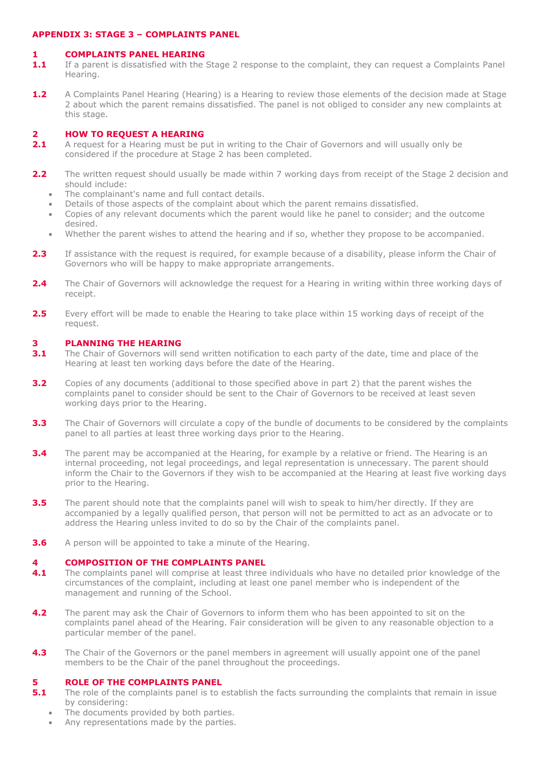# APPENDIX 3: STAGE 3 – COMPLAINTS PANEL

## 1 COMPLAINTS PANEL HEARING

**1.1** If a parent is dissatisfied with the Stage 2 response to the complaint, they can request a Complaints Panel Hearing.

**1.2** A Complaints Panel Hearing (Hearing) is a Hearing to review those elements of the decision made at Stage 2 about which the parent remains dissatisfied. The panel is not obliged to consider any new complaints at this stage.

## 2 HOW TO REQUEST A HEARING

**2.1** A request for a Hearing must be put in writing to the Chair of Governors and will usually only be considered if the procedure at Stage 2 has been completed.

**2.2** The written request should usually be made within 7 working days from receipt of the Stage 2 decision and should include:

- The complainant's name and full contact details.
- Details of those aspects of the complaint about which the parent remains dissatisfied.
- Copies of any relevant documents which the parent would like he panel to consider; and the outcome desired.
- Whether the parent wishes to attend the hearing and if so, whether they propose to be accompanied.

**2.3** If assistance with the request is required, for example because of a disability, please inform the Chair of Governors who will be happy to make appropriate arrangements.

**2.4** The Chair of Governors will acknowledge the request for a Hearing in writing within three working days of receipt.

**2.5** Every effort will be made to enable the Hearing to take place within 15 working days of receipt of the request.

## 3 PLANNING THE HEARING

**3.1** The Chair of Governors will send written notification to each party of the date, time and place of the Hearing at least ten working days before the date of the Hearing.

**3.2** Copies of any documents (additional to those specified above in part 2) that the parent wishes the complaints panel to consider should be sent to the Chair of Governors to be received at least seven working days prior to the Hearing.

**3.3** The Chair of Governors will circulate a copy of the bundle of documents to be considered by the complaints panel to all parties at least three working days prior to the Hearing.

**3.4** The parent may be accompanied at the Hearing, for example by a relative or friend. The Hearing is an internal proceeding, not legal proceedings, and legal representation is unnecessary. The parent should inform the Chair to the Governors if they wish to be accompanied at the Hearing at least five working days prior to the Hearing.

**3.5** The parent should note that the complaints panel will wish to speak to him/her directly. If they are accompanied by a legally qualified person, that person will not be permitted to act as an advocate or to address the Hearing unless invited to do so by the Chair of the complaints panel.

**3.6** A person will be appointed to take a minute of the Hearing.

## 4 COMPOSITION OF THE COMPLAINTS PANEL

**4.1** The complaints panel will comprise at least three individuals who have no detailed prior knowledge of the circumstances of the complaint, including at least one panel member who is independent of the management and running of the School.

**4.2** The parent may ask the Chair of Governors to inform them who has been appointed to sit on the complaints panel ahead of the Hearing. Fair consideration will be given to any reasonable objection to a particular member of the panel.

**4.3** The Chair of the Governors or the panel members in agreement will usually appoint one of the panel members to be the Chair of the panel throughout the proceedings.

## 5 ROLE OF THE COMPLAINTS PANEL

**5.1** The role of the complaints panel is to establish the facts surrounding the complaints that remain in issue by considering:

- The documents provided by both parties.
- Any representations made by the parties.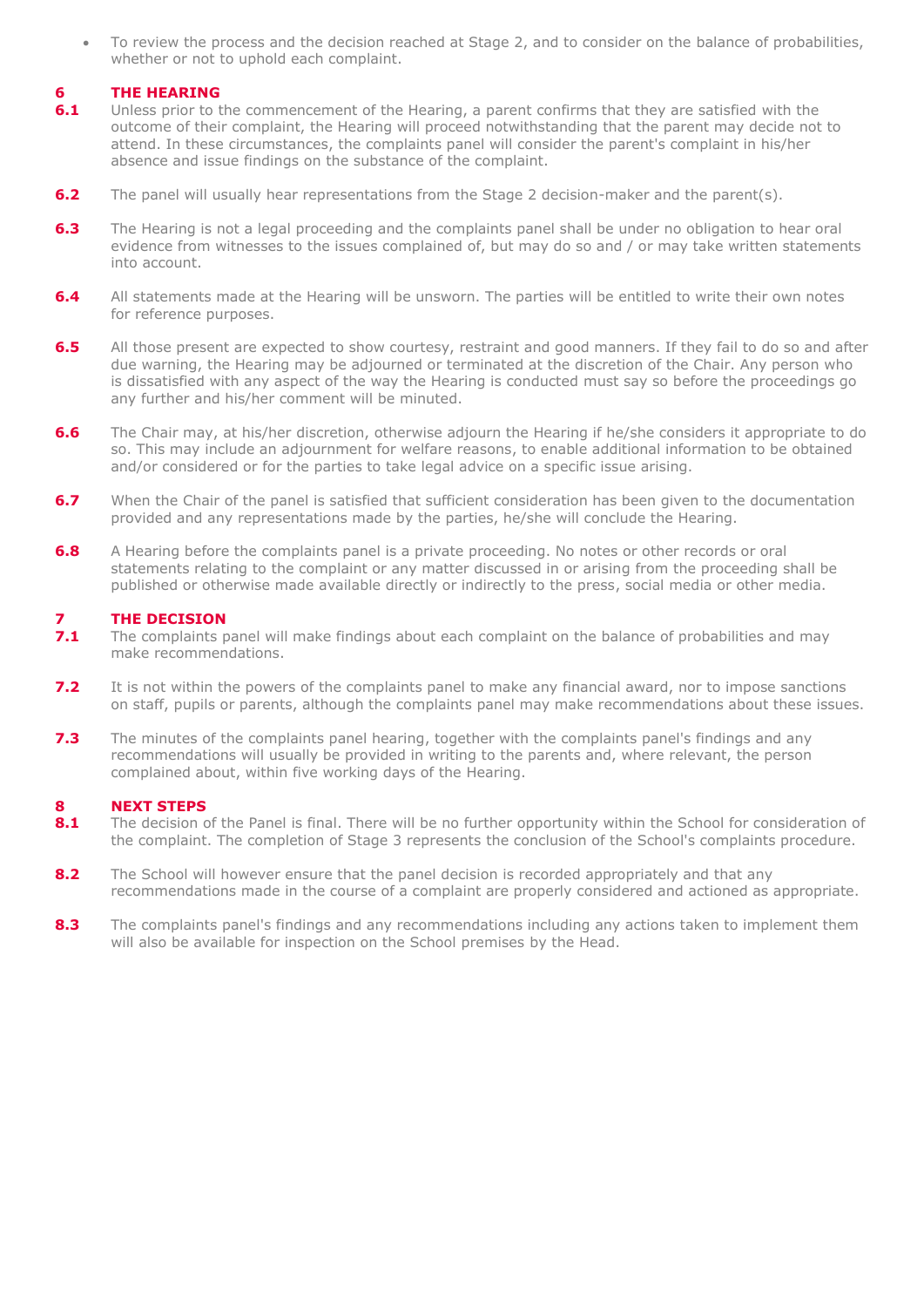- To review the process and the decision reached at Stage 2, and to consider on the balance of probabilities, whether or not to uphold each complaint.

## 6 THE HEARING

**6.1** Unless prior to the commencement of the Hearing, a parent confirms that they are satisfied with the outcome of their complaint, the Hearing will proceed notwithstanding that the parent may decide not to attend. In these circumstances, the complaints panel will consider the parent's complaint in his/her absence and issue findings on the substance of the complaint.

**6.2** The panel will usually hear representations from the Stage 2 decision-maker and the parent(s).

**6.3** The Hearing is not a legal proceeding and the complaints panel shall be under no obligation to hear oral evidence from witnesses to the issues complained of, but may do so and / or may take written statements into account.

**6.4** All statements made at the Hearing will be unsworn. The parties will be entitled to write their own notes for reference purposes.

**6.5** All those present are expected to show courtesy, restraint and good manners. If they fail to do so and after due warning, the Hearing may be adjourned or terminated at the discretion of the Chair. Any person who is dissatisfied with any aspect of the way the Hearing is conducted must say so before the proceedings go any further and his/her comment will be minuted.

**6.6** The Chair may, at his/her discretion, otherwise adjourn the Hearing if he/she considers it appropriate to do so. This may include an adjournment for welfare reasons, to enable additional information to be obtained and/or considered or for the parties to take legal advice on a specific issue arising.

**6.7** When the Chair of the panel is satisfied that sufficient consideration has been given to the documentation provided and any representations made by the parties, he/she will conclude the Hearing.

**6.8** A Hearing before the complaints panel is a private proceeding. No notes or other records or oral statements relating to the complaint or any matter discussed in or arising from the proceeding shall be published or otherwise made available directly or indirectly to the press, social media or other media.

## 7 THE DECISION

**7.1** The complaints panel will make findings about each complaint on the balance of probabilities and may make recommendations.

**7.2** It is not within the powers of the complaints panel to make any financial award, nor to impose sanctions on staff, pupils or parents, although the complaints panel may make recommendations about these issues.

**7.3** The minutes of the complaints panel hearing, together with the complaints panel's findings and any recommendations will usually be provided in writing to the parents and, where relevant, the person complained about, within five working days of the Hearing.

## 8 NEXT STEPS

**8.1** The decision of the Panel is final. There will be no further opportunity within the School for consideration of the complaint. The completion of Stage 3 represents the conclusion of the School's complaints procedure.

**8.2** The School will however ensure that the panel decision is recorded appropriately and that any recommendations made in the course of a complaint are properly considered and actioned as appropriate.

**8.3** The complaints panel's findings and any recommendations including any actions taken to implement them will also be available for inspection on the School premises by the Head.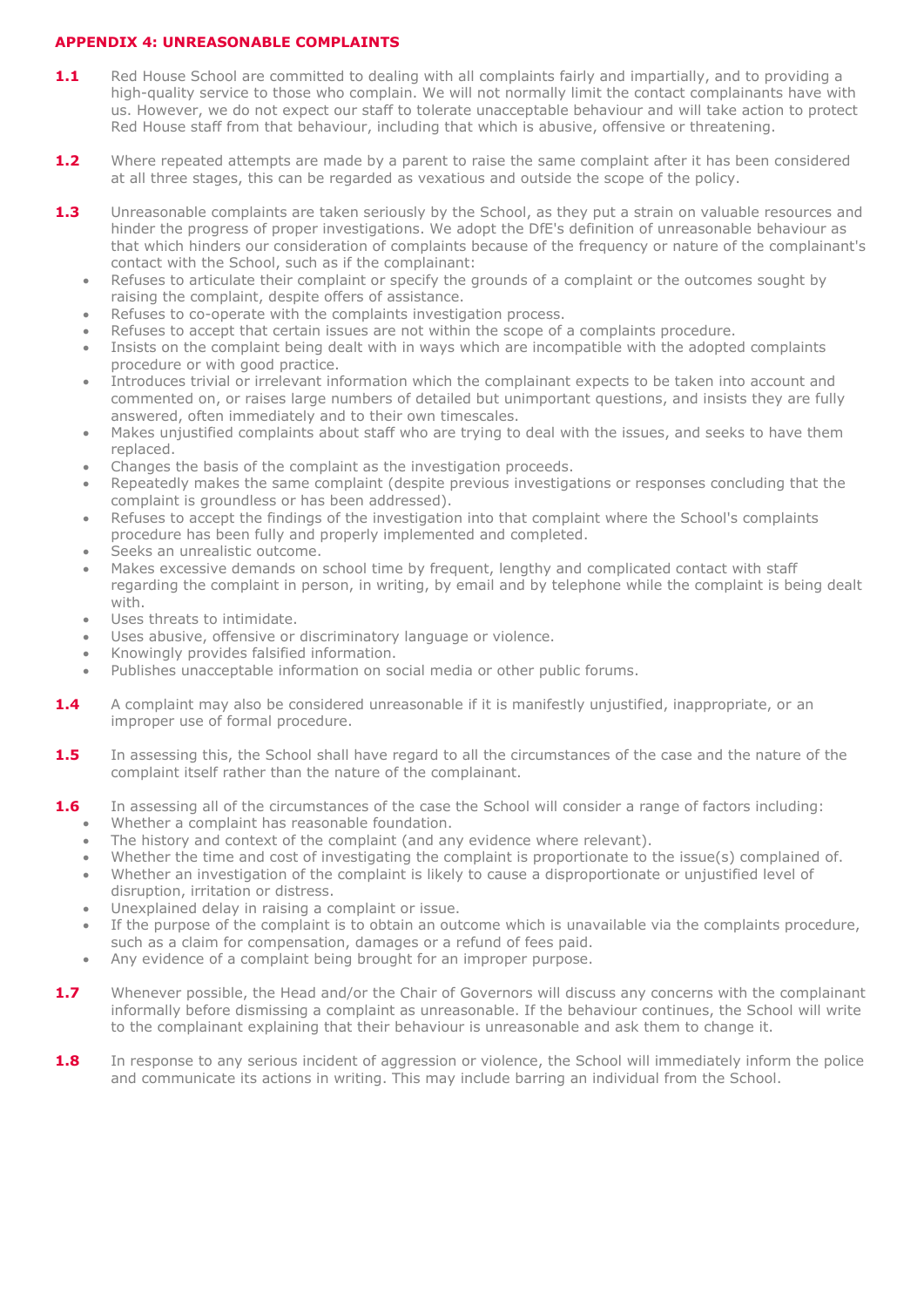### APPENDIX 4: UNREASONABLE COMPLAINTS

**1.1** Red House School are committed to dealing with all complaints fairly and impartially, and to providing a high-quality service to those who complain. We will not normally limit the contact complainants have with us. However, we do not expect our staff to tolerate unacceptable behaviour and will take action to protect Red House staff from that behaviour, including that which is abusive, offensive or threatening.

**1.2** Where repeated attempts are made by a parent to raise the same complaint after it has been considered at all three stages, this can be regarded as vexatious and outside the scope of the policy.

**1.3** Unreasonable complaints are taken seriously by the School, as they put a strain on valuable resources and hinder the progress of proper investigations. We adopt the DfE's definition of unreasonable behaviour as that which hinders our consideration of complaints because of the frequency or nature of the complainant's contact with the School, such as if the complainant:

- Refuses to articulate their complaint or specify the grounds of a complaint or the outcomes sought by raising the complaint, despite offers of assistance.
- Refuses to co-operate with the complaints investigation process.
- Refuses to accept that certain issues are not within the scope of a complaints procedure.
- Insists on the complaint being dealt with in ways which are incompatible with the adopted complaints procedure or with good practice.
- Introduces trivial or irrelevant information which the complainant expects to be taken into account and commented on, or raises large numbers of detailed but unimportant questions, and insists they are fully answered, often immediately and to their own timescales.
- Makes unjustified complaints about staff who are trying to deal with the issues, and seeks to have them replaced.
- Changes the basis of the complaint as the investigation proceeds.
- Repeatedly makes the same complaint (despite previous investigations or responses concluding that the complaint is groundless or has been addressed).
- Refuses to accept the findings of the investigation into that complaint where the School's complaints procedure has been fully and properly implemented and completed.
- Seeks an unrealistic outcome.
- Makes excessive demands on school time by frequent, lengthy and complicated contact with staff regarding the complaint in person, in writing, by email and by telephone while the complaint is being dealt with.
- Uses threats to intimidate.
- Uses abusive, offensive or discriminatory language or violence.
- Knowingly provides falsified information.
- Publishes unacceptable information on social media or other public forums.

**1.4** A complaint may also be considered unreasonable if it is manifestly unjustified, inappropriate, or an improper use of formal procedure.

**1.5** In assessing this, the School shall have regard to all the circumstances of the case and the nature of the complaint itself rather than the nature of the complainant.

**1.6** In assessing all of the circumstances of the case the School will consider a range of factors including:

- Whether a complaint has reasonable foundation.
- The history and context of the complaint (and any evidence where relevant).
- Whether the time and cost of investigating the complaint is proportionate to the issue(s) complained of.
- Whether an investigation of the complaint is likely to cause a disproportionate or unjustified level of disruption, irritation or distress.
- Unexplained delay in raising a complaint or issue.
- If the purpose of the complaint is to obtain an outcome which is unavailable via the complaints procedure, such as a claim for compensation, damages or a refund of fees paid.
- Any evidence of a complaint being brought for an improper purpose.

**1.7** Whenever possible, the Head and/or the Chair of Governors will discuss any concerns with the complainant informally before dismissing a complaint as unreasonable. If the behaviour continues, the School will write to the complainant explaining that their behaviour is unreasonable and ask them to change it.

**1.8** In response to any serious incident of aggression or violence, the School will immediately inform the police and communicate its actions in writing. This may include barring an individual from the School.